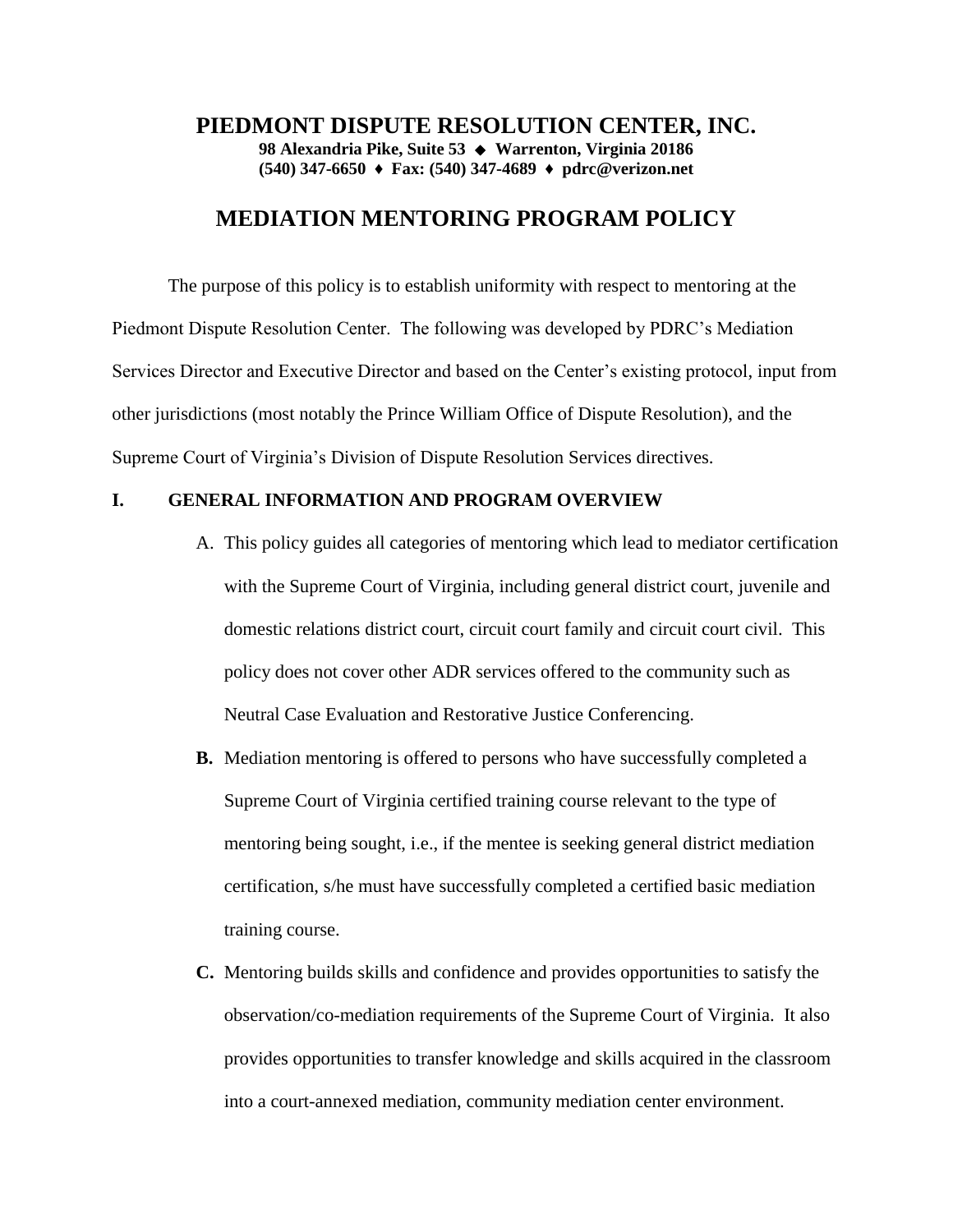# PIEDMONT DISPUTE RESOLUTION CENTER, INC.

**98 Alexandria Pike, Suite 53 ◆ Warrenton, Virginia 20186**
**(540) 347-6650 ♦ Fax: (540) 347-4689 ♦ pdrc@verizon.net**

## MEDIATION MENTORING PROGRAM POLICY

The purpose of this policy is to establish uniformity with respect to mentoring at the Piedmont Dispute Resolution Center. The following was developed by PDRC's Mediation Services Director and Executive Director and based on the Center's existing protocol, input from other jurisdictions (most notably the Prince William Office of Dispute Resolution), and the Supreme Court of Virginia's Division of Dispute Resolution Services directives.

### I. GENERAL INFORMATION AND PROGRAM OVERVIEW

A. This policy guides all categories of mentoring which lead to mediator certification with the Supreme Court of Virginia, including general district court, juvenile and domestic relations district court, circuit court family and circuit court civil. This policy does not cover other ADR services offered to the community such as Neutral Case Evaluation and Restorative Justice Conferencing.

**B.** Mediation mentoring is offered to persons who have successfully completed a Supreme Court of Virginia certified training course relevant to the type of mentoring being sought, i.e., if the mentee is seeking general district mediation certification, s/he must have successfully completed a certified basic mediation training course.

**C.** Mentoring builds skills and confidence and provides opportunities to satisfy the observation/co-mediation requirements of the Supreme Court of Virginia. It also provides opportunities to transfer knowledge and skills acquired in the classroom into a court-annexed mediation, community mediation center environment.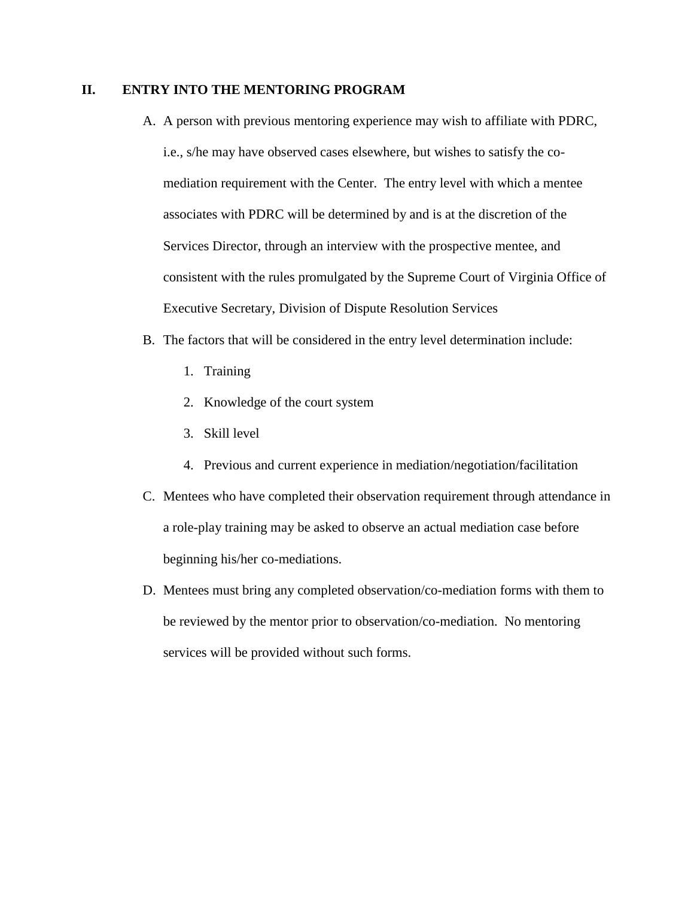## II. ENTRY INTO THE MENTORING PROGRAM

A. A person with previous mentoring experience may wish to affiliate with PDRC, i.e., s/he may have observed cases elsewhere, but wishes to satisfy the co-mediation requirement with the Center. The entry level with which a mentee associates with PDRC will be determined by and is at the discretion of the Services Director, through an interview with the prospective mentee, and consistent with the rules promulgated by the Supreme Court of Virginia Office of Executive Secretary, Division of Dispute Resolution Services

B. The factors that will be considered in the entry level determination include:

   1. Training
   2. Knowledge of the court system
   3. Skill level
   4. Previous and current experience in mediation/negotiation/facilitation

C. Mentees who have completed their observation requirement through attendance in a role-play training may be asked to observe an actual mediation case before beginning his/her co-mediations.

D. Mentees must bring any completed observation/co-mediation forms with them to be reviewed by the mentor prior to observation/co-mediation. No mentoring services will be provided without such forms.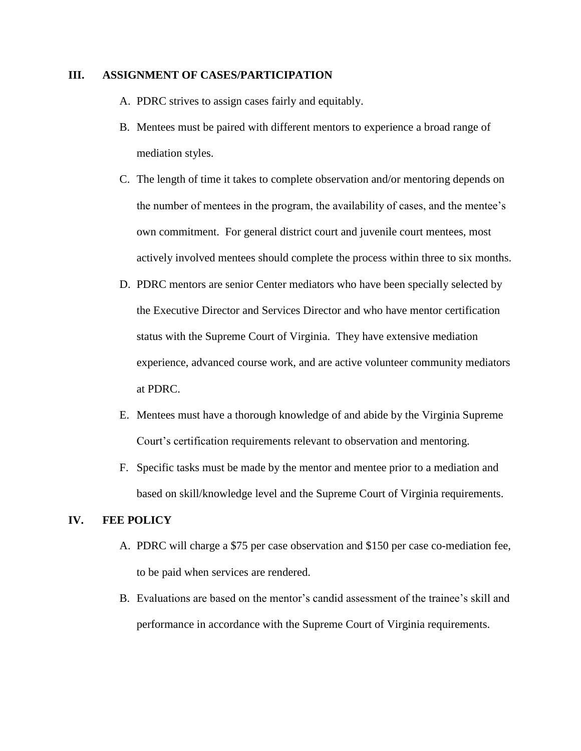## III. ASSIGNMENT OF CASES/PARTICIPATION

A. PDRC strives to assign cases fairly and equitably.

B. Mentees must be paired with different mentors to experience a broad range of mediation styles.

C. The length of time it takes to complete observation and/or mentoring depends on the number of mentees in the program, the availability of cases, and the mentee's own commitment. For general district court and juvenile court mentees, most actively involved mentees should complete the process within three to six months.

D. PDRC mentors are senior Center mediators who have been specially selected by the Executive Director and Services Director and who have mentor certification status with the Supreme Court of Virginia. They have extensive mediation experience, advanced course work, and are active volunteer community mediators at PDRC.

E. Mentees must have a thorough knowledge of and abide by the Virginia Supreme Court's certification requirements relevant to observation and mentoring.

F. Specific tasks must be made by the mentor and mentee prior to a mediation and based on skill/knowledge level and the Supreme Court of Virginia requirements.

## IV. FEE POLICY

A. PDRC will charge a $75 per case observation and $150 per case co-mediation fee, to be paid when services are rendered.

B. Evaluations are based on the mentor's candid assessment of the trainee's skill and performance in accordance with the Supreme Court of Virginia requirements.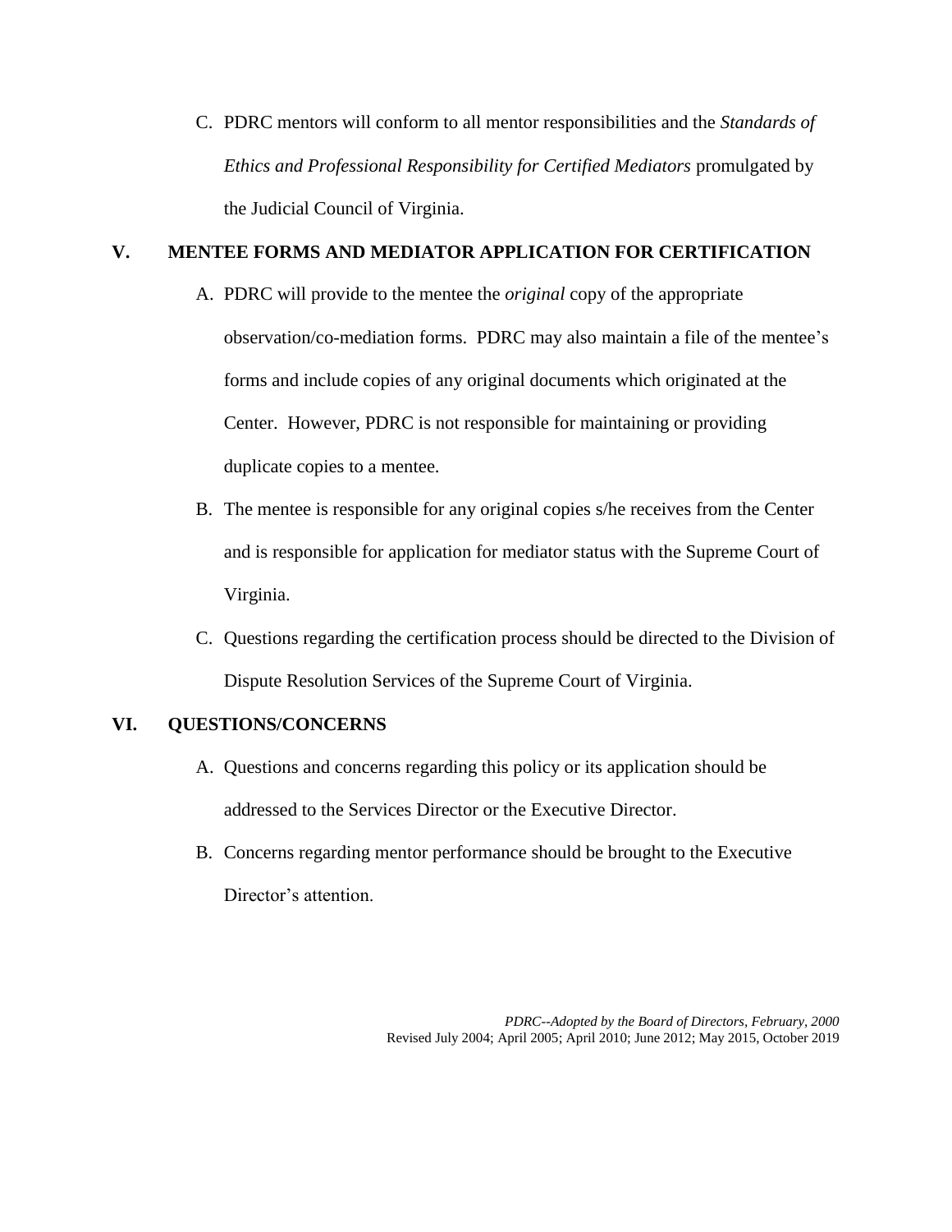C. PDRC mentors will conform to all mentor responsibilities and the *Standards of Ethics and Professional Responsibility for Certified Mediators* promulgated by the Judicial Council of Virginia.

## V. MENTEE FORMS AND MEDIATOR APPLICATION FOR CERTIFICATION

A. PDRC will provide to the mentee the *original* copy of the appropriate observation/co-mediation forms. PDRC may also maintain a file of the mentee's forms and include copies of any original documents which originated at the Center. However, PDRC is not responsible for maintaining or providing duplicate copies to a mentee.

B. The mentee is responsible for any original copies s/he receives from the Center and is responsible for application for mediator status with the Supreme Court of Virginia.

C. Questions regarding the certification process should be directed to the Division of Dispute Resolution Services of the Supreme Court of Virginia.

## VI. QUESTIONS/CONCERNS

A. Questions and concerns regarding this policy or its application should be addressed to the Services Director or the Executive Director.

B. Concerns regarding mentor performance should be brought to the Executive Director's attention.

*PDRC--Adopted by the Board of Directors, February, 2000*
Revised July 2004; April 2005; April 2010; June 2012; May 2015, October 2019